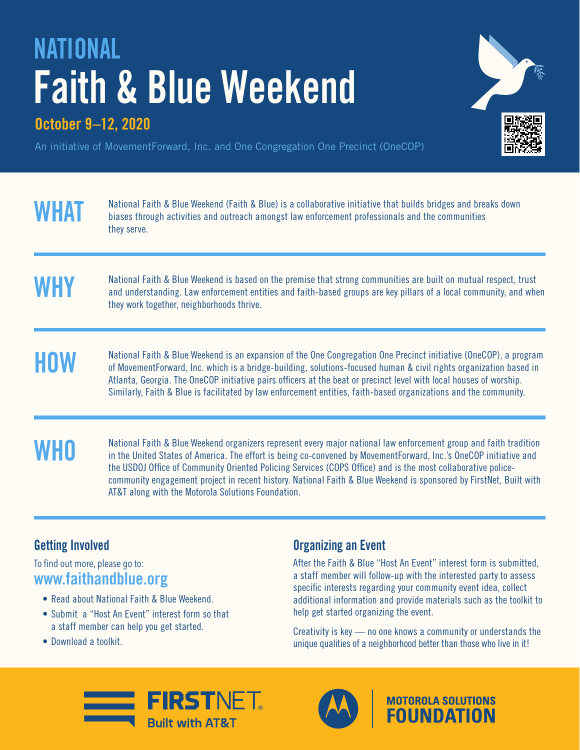# NATIONAL Faith & Blue Weekend

**October 9–12, 2020**

An initiative of MovementForward, Inc. and One Congregation One Precinct (OneCOP)

## WHAT

National Faith & Blue Weekend (Faith & Blue) is a collaborative initiative that builds bridges and breaks down biases through activities and outreach amongst law enforcement professionals and the communities they serve.

## WHY

National Faith & Blue Weekend is based on the premise that strong communities are built on mutual respect, trust and understanding. Law enforcement entities and faith-based groups are key pillars of a local community, and when they work together, neighborhoods thrive.

## HOW

National Faith & Blue Weekend is an expansion of the One Congregation One Precinct initiative (OneCOP), a program of MovementForward, Inc. which is a bridge-building, solutions-focused human & civil rights organization based in Atlanta, Georgia. The OneCOP initiative pairs officers at the beat or precinct level with local houses of worship. Similarly, Faith & Blue is facilitated by law enforcement entities, faith-based organizations and the community.

## WHO

National Faith & Blue Weekend organizers represent every major national law enforcement group and faith tradition in the United States of America. The effort is being co-convened by MovementForward, Inc.'s OneCOP initiative and the USDOJ Office of Community Oriented Policing Services (COPS Office) and is the most collaborative police-community engagement project in recent history. National Faith & Blue Weekend is sponsored by FirstNet, Built with AT&T along with the Motorola Solutions Foundation.

### Getting Involved

To find out more, please go to:
**www.faithandblue.org**

- Read about National Faith & Blue Weekend.
- Submit a "Host An Event" interest form so that a staff member can help you get started.
- Download a toolkit.

### Organizing an Event

After the Faith & Blue "Host An Event" interest form is submitted, a staff member will follow-up with the interested party to assess specific interests regarding your community event idea, collect additional information and provide materials such as the toolkit to help get started organizing the event.

Creativity is key — no one knows a community or understands the unique qualities of a neighborhood better than those who live in it!

FIRSTNET Built with AT&T

MOTOROLA SOLUTIONS FOUNDATION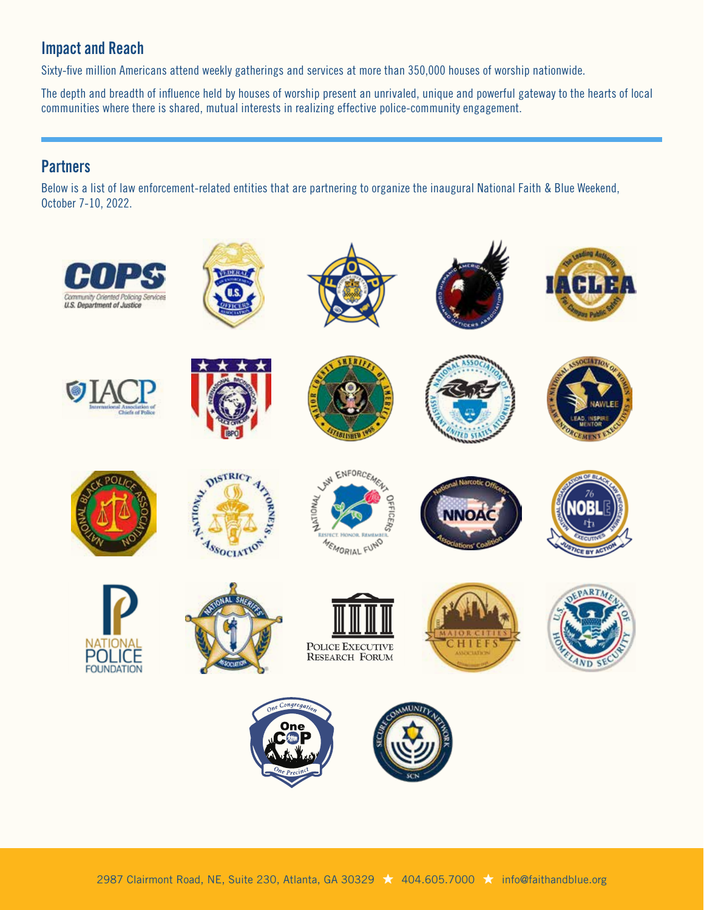## Impact and Reach

Sixty-five million Americans attend weekly gatherings and services at more than 350,000 houses of worship nationwide.

The depth and breadth of influence held by houses of worship present an unrivaled, unique and powerful gateway to the hearts of local communities where there is shared, mutual interests in realizing effective police-community engagement.

## Partners

Below is a list of law enforcement-related entities that are partnering to organize the inaugural National Faith & Blue Weekend, October 7-10, 2022.

2987 Clairmont Road, NE, Suite 230, Atlanta, GA 30329 ★ 404.605.7000 ★ info@faithandblue.org